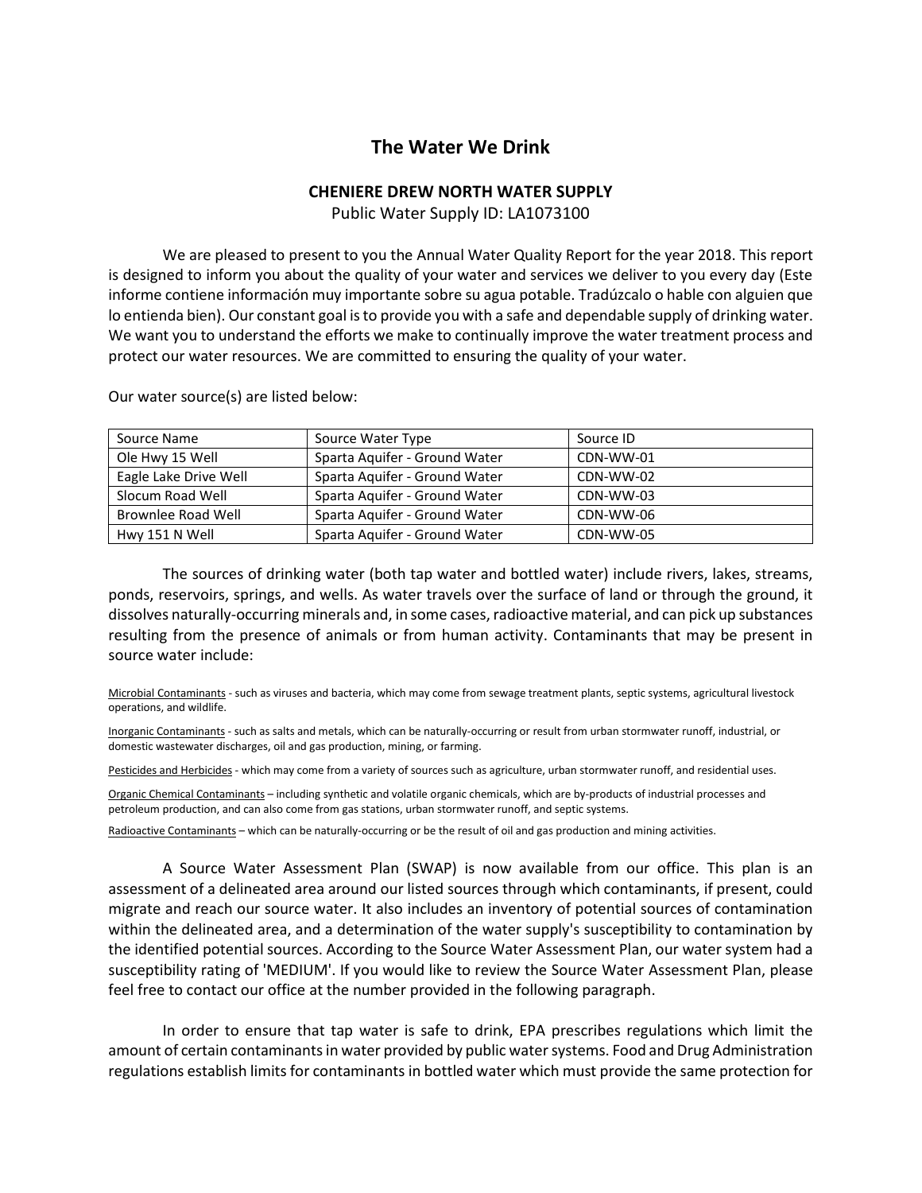# The Water We Drink

**CHENIERE DREW NORTH WATER SUPPLY**

Public Water Supply ID: LA1073100

We are pleased to present to you the Annual Water Quality Report for the year 2018. This report is designed to inform you about the quality of your water and services we deliver to you every day (Este informe contiene información muy importante sobre su agua potable. Tradúzcalo o hable con alguien que lo entienda bien). Our constant goal is to provide you with a safe and dependable supply of drinking water. We want you to understand the efforts we make to continually improve the water treatment process and protect our water resources. We are committed to ensuring the quality of your water.

Our water source(s) are listed below:

| Source Name | Source Water Type | Source ID |
|---|---|---|
| Ole Hwy 15 Well | Sparta Aquifer - Ground Water | CDN-WW-01 |
| Eagle Lake Drive Well | Sparta Aquifer - Ground Water | CDN-WW-02 |
| Slocum Road Well | Sparta Aquifer - Ground Water | CDN-WW-03 |
| Brownlee Road Well | Sparta Aquifer - Ground Water | CDN-WW-06 |
| Hwy 151 N Well | Sparta Aquifer - Ground Water | CDN-WW-05 |

The sources of drinking water (both tap water and bottled water) include rivers, lakes, streams, ponds, reservoirs, springs, and wells. As water travels over the surface of land or through the ground, it dissolves naturally-occurring minerals and, in some cases, radioactive material, and can pick up substances resulting from the presence of animals or from human activity. Contaminants that may be present in source water include:

Microbial Contaminants - such as viruses and bacteria, which may come from sewage treatment plants, septic systems, agricultural livestock operations, and wildlife.

Inorganic Contaminants - such as salts and metals, which can be naturally-occurring or result from urban stormwater runoff, industrial, or domestic wastewater discharges, oil and gas production, mining, or farming.

Pesticides and Herbicides - which may come from a variety of sources such as agriculture, urban stormwater runoff, and residential uses.

Organic Chemical Contaminants – including synthetic and volatile organic chemicals, which are by-products of industrial processes and petroleum production, and can also come from gas stations, urban stormwater runoff, and septic systems.

Radioactive Contaminants – which can be naturally-occurring or be the result of oil and gas production and mining activities.

A Source Water Assessment Plan (SWAP) is now available from our office. This plan is an assessment of a delineated area around our listed sources through which contaminants, if present, could migrate and reach our source water. It also includes an inventory of potential sources of contamination within the delineated area, and a determination of the water supply's susceptibility to contamination by the identified potential sources. According to the Source Water Assessment Plan, our water system had a susceptibility rating of 'MEDIUM'. If you would like to review the Source Water Assessment Plan, please feel free to contact our office at the number provided in the following paragraph.

In order to ensure that tap water is safe to drink, EPA prescribes regulations which limit the amount of certain contaminants in water provided by public water systems. Food and Drug Administration regulations establish limits for contaminants in bottled water which must provide the same protection for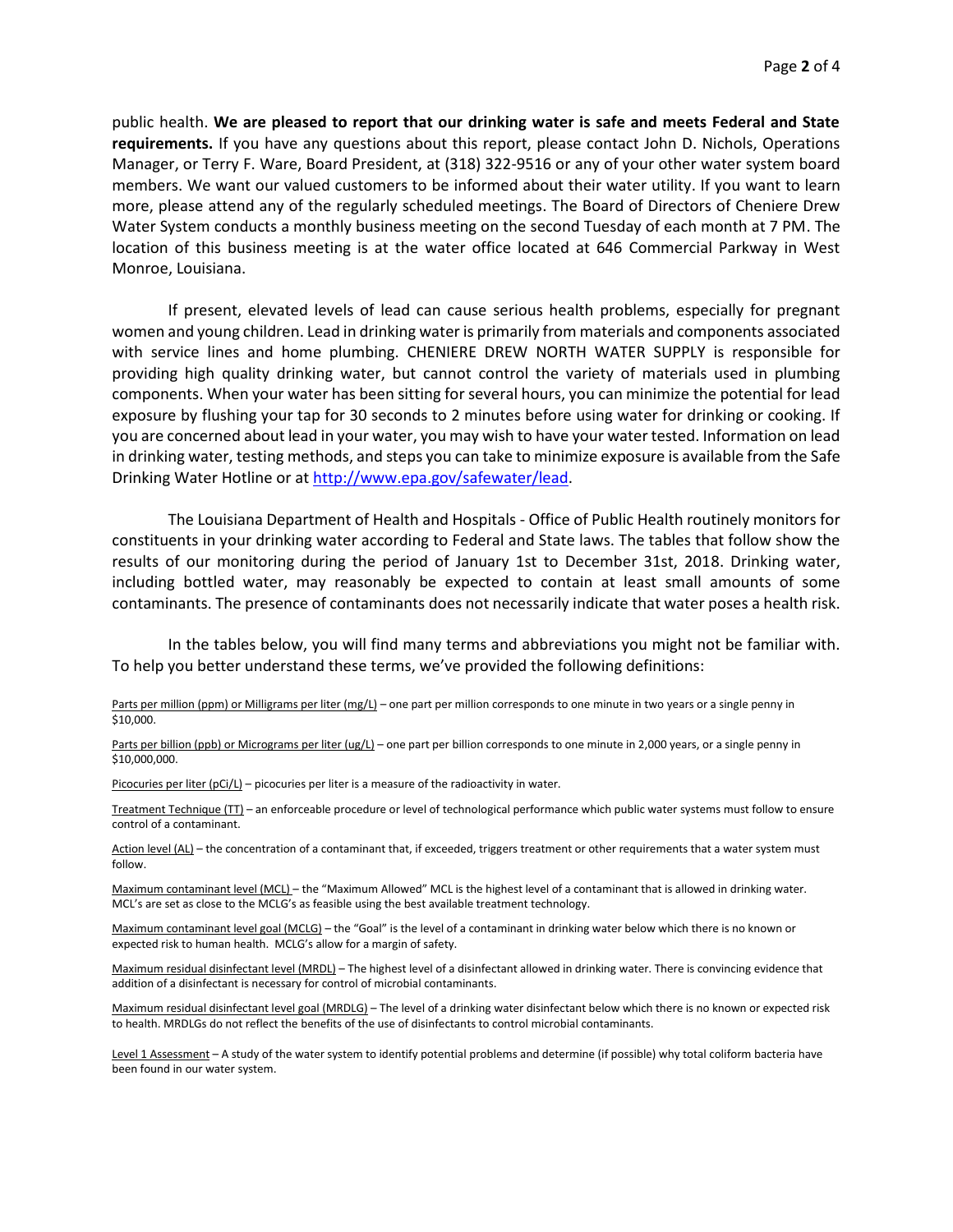public health. **We are pleased to report that our drinking water is safe and meets Federal and State requirements.** If you have any questions about this report, please contact John D. Nichols, Operations Manager, or Terry F. Ware, Board President, at (318) 322-9516 or any of your other water system board members. We want our valued customers to be informed about their water utility. If you want to learn more, please attend any of the regularly scheduled meetings. The Board of Directors of Cheniere Drew Water System conducts a monthly business meeting on the second Tuesday of each month at 7 PM. The location of this business meeting is at the water office located at 646 Commercial Parkway in West Monroe, Louisiana.

If present, elevated levels of lead can cause serious health problems, especially for pregnant women and young children. Lead in drinking water is primarily from materials and components associated with service lines and home plumbing. CHENIERE DREW NORTH WATER SUPPLY is responsible for providing high quality drinking water, but cannot control the variety of materials used in plumbing components. When your water has been sitting for several hours, you can minimize the potential for lead exposure by flushing your tap for 30 seconds to 2 minutes before using water for drinking or cooking. If you are concerned about lead in your water, you may wish to have your water tested. Information on lead in drinking water, testing methods, and steps you can take to minimize exposure is available from the Safe Drinking Water Hotline or at http://www.epa.gov/safewater/lead.

The Louisiana Department of Health and Hospitals - Office of Public Health routinely monitors for constituents in your drinking water according to Federal and State laws. The tables that follow show the results of our monitoring during the period of January 1st to December 31st, 2018. Drinking water, including bottled water, may reasonably be expected to contain at least small amounts of some contaminants. The presence of contaminants does not necessarily indicate that water poses a health risk.

In the tables below, you will find many terms and abbreviations you might not be familiar with. To help you better understand these terms, we've provided the following definitions:

Parts per million (ppm) or Milligrams per liter (mg/L) – one part per million corresponds to one minute in two years or a single penny in $10,000.

Parts per billion (ppb) or Micrograms per liter (ug/L) – one part per billion corresponds to one minute in 2,000 years, or a single penny in $10,000,000.

Picocuries per liter (pCi/L) – picocuries per liter is a measure of the radioactivity in water.

Treatment Technique (TT) – an enforceable procedure or level of technological performance which public water systems must follow to ensure control of a contaminant.

Action level (AL) – the concentration of a contaminant that, if exceeded, triggers treatment or other requirements that a water system must follow.

Maximum contaminant level (MCL) – the "Maximum Allowed" MCL is the highest level of a contaminant that is allowed in drinking water. MCL's are set as close to the MCLG's as feasible using the best available treatment technology.

Maximum contaminant level goal (MCLG) – the "Goal" is the level of a contaminant in drinking water below which there is no known or expected risk to human health. MCLG's allow for a margin of safety.

Maximum residual disinfectant level (MRDL) – The highest level of a disinfectant allowed in drinking water. There is convincing evidence that addition of a disinfectant is necessary for control of microbial contaminants.

Maximum residual disinfectant level goal (MRDLG) – The level of a drinking water disinfectant below which there is no known or expected risk to health. MRDLGs do not reflect the benefits of the use of disinfectants to control microbial contaminants.

Level 1 Assessment – A study of the water system to identify potential problems and determine (if possible) why total coliform bacteria have been found in our water system.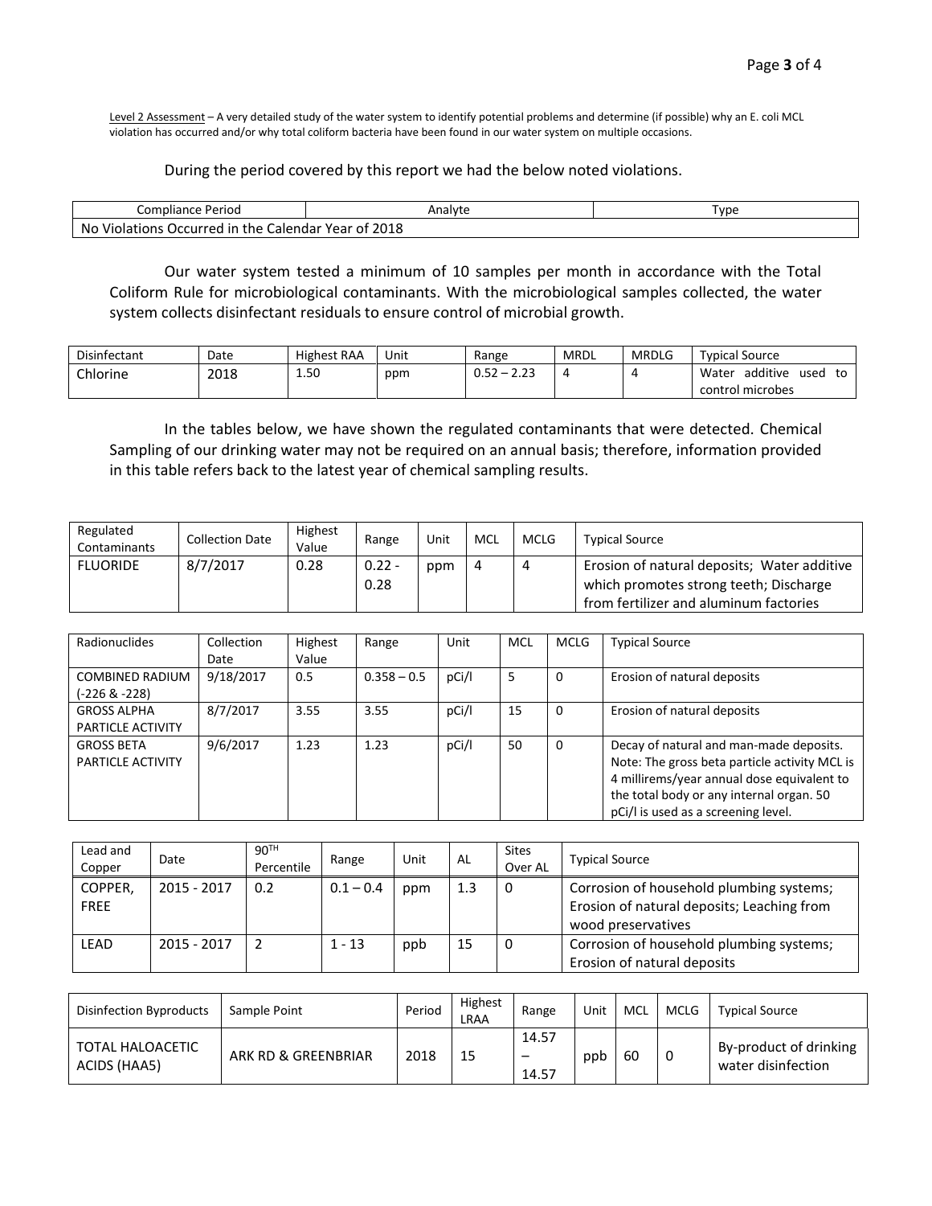Level 2 Assessment – A very detailed study of the water system to identify potential problems and determine (if possible) why an E. coli MCL violation has occurred and/or why total coliform bacteria have been found in our water system on multiple occasions.

During the period covered by this report we had the below noted violations.

| Compliance Period | Analyte | Type |
|---|---|---|
| No Violations Occurred in the Calendar Year of 2018 | | |

Our water system tested a minimum of 10 samples per month in accordance with the Total Coliform Rule for microbiological contaminants. With the microbiological samples collected, the water system collects disinfectant residuals to ensure control of microbial growth.

| Disinfectant | Date | Highest RAA | Unit | Range | MRDL | MRDLG | Typical Source |
|---|---|---|---|---|---|---|---|
| Chlorine | 2018 | 1.50 | ppm | 0.52 – 2.23 | 4 | 4 | Water additive used to control microbes |

In the tables below, we have shown the regulated contaminants that were detected. Chemical Sampling of our drinking water may not be required on an annual basis; therefore, information provided in this table refers back to the latest year of chemical sampling results.

| Regulated Contaminants | Collection Date | Highest Value | Range | Unit | MCL | MCLG | Typical Source |
|---|---|---|---|---|---|---|---|
| FLUORIDE | 8/7/2017 | 0.28 | 0.22 - 0.28 | ppm | 4 | 4 | Erosion of natural deposits; Water additive which promotes strong teeth; Discharge from fertilizer and aluminum factories |

| Radionuclides | Collection Date | Highest Value | Range | Unit | MCL | MCLG | Typical Source |
|---|---|---|---|---|---|---|---|
| COMBINED RADIUM (-226 & -228) | 9/18/2017 | 0.5 | 0.358 – 0.5 | pCi/l | 5 | 0 | Erosion of natural deposits |
| GROSS ALPHA PARTICLE ACTIVITY | 8/7/2017 | 3.55 | 3.55 | pCi/l | 15 | 0 | Erosion of natural deposits |
| GROSS BETA PARTICLE ACTIVITY | 9/6/2017 | 1.23 | 1.23 | pCi/l | 50 | 0 | Decay of natural and man-made deposits. Note: The gross beta particle activity MCL is 4 millirems/year annual dose equivalent to the total body or any internal organ. 50 pCi/l is used as a screening level. |

| Lead and Copper | Date | 90TH Percentile | Range | Unit | AL | Sites Over AL | Typical Source |
|---|---|---|---|---|---|---|---|
| COPPER, FREE | 2015 - 2017 | 0.2 | 0.1 – 0.4 | ppm | 1.3 | 0 | Corrosion of household plumbing systems; Erosion of natural deposits; Leaching from wood preservatives |
| LEAD | 2015 - 2017 | 2 | 1 - 13 | ppb | 15 | 0 | Corrosion of household plumbing systems; Erosion of natural deposits |

| Disinfection Byproducts | Sample Point | Period | Highest LRAA | Range | Unit | MCL | MCLG | Typical Source |
|---|---|---|---|---|---|---|---|---|
| TOTAL HALOACETIC ACIDS (HAA5) | ARK RD & GREENBRIAR | 2018 | 15 | 14.57 – 14.57 | ppb | 60 | 0 | By-product of drinking water disinfection |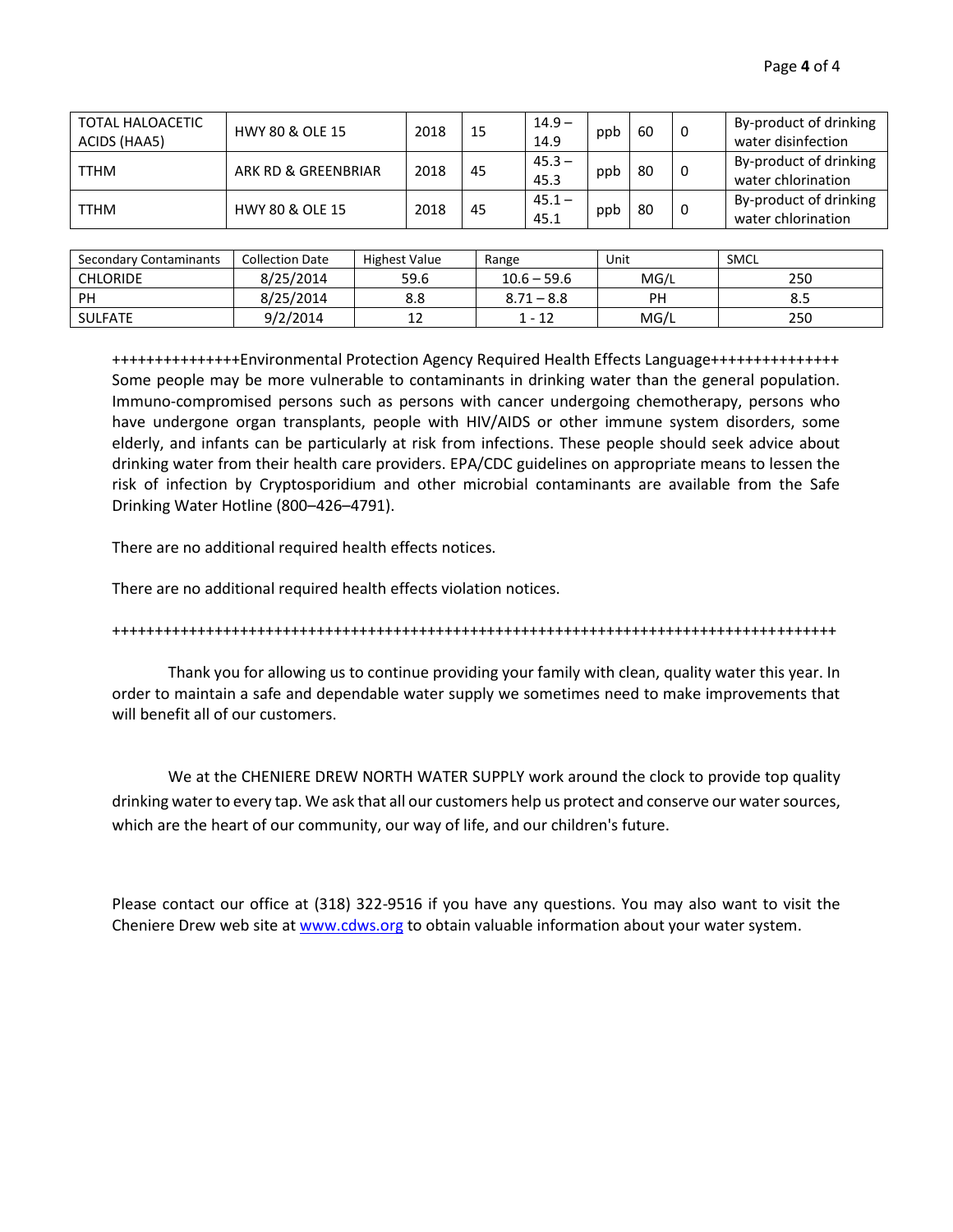| | | | | | | | | |
|---|---|---|---|---|---|---|---|---|
| TOTAL HALOACETIC ACIDS (HAA5) | HWY 80 & OLE 15 | 2018 | 15 | 14.9 – 14.9 | ppb | 60 | 0 | By-product of drinking water disinfection |
| TTHM | ARK RD & GREENBRIAR | 2018 | 45 | 45.3 – 45.3 | ppb | 80 | 0 | By-product of drinking water chlorination |
| TTHM | HWY 80 & OLE 15 | 2018 | 45 | 45.1 – 45.1 | ppb | 80 | 0 | By-product of drinking water chlorination |

| Secondary Contaminants | Collection Date | Highest Value | Range | Unit | SMCL |
|---|---|---|---|---|---|
| CHLORIDE | 8/25/2014 | 59.6 | 10.6 – 59.6 | MG/L | 250 |
| PH | 8/25/2014 | 8.8 | 8.71 – 8.8 | PH | 8.5 |
| SULFATE | 9/2/2014 | 12 | 1 - 12 | MG/L | 250 |

+++++++++++++++Environmental Protection Agency Required Health Effects Language+++++++++++++++
Some people may be more vulnerable to contaminants in drinking water than the general population. Immuno-compromised persons such as persons with cancer undergoing chemotherapy, persons who have undergone organ transplants, people with HIV/AIDS or other immune system disorders, some elderly, and infants can be particularly at risk from infections. These people should seek advice about drinking water from their health care providers. EPA/CDC guidelines on appropriate means to lessen the risk of infection by Cryptosporidium and other microbial contaminants are available from the Safe Drinking Water Hotline (800–426–4791).

There are no additional required health effects notices.

There are no additional required health effects violation notices.

+++++++++++++++++++++++++++++++++++++++++++++++++++++++++++++++++++++++++++++++++++++++++

Thank you for allowing us to continue providing your family with clean, quality water this year. In order to maintain a safe and dependable water supply we sometimes need to make improvements that will benefit all of our customers.

We at the CHENIERE DREW NORTH WATER SUPPLY work around the clock to provide top quality drinking water to every tap. We ask that all our customers help us protect and conserve our water sources, which are the heart of our community, our way of life, and our children's future.

Please contact our office at (318) 322-9516 if you have any questions. You may also want to visit the Cheniere Drew web site at [www.cdws.org](http://www.cdws.org) to obtain valuable information about your water system.